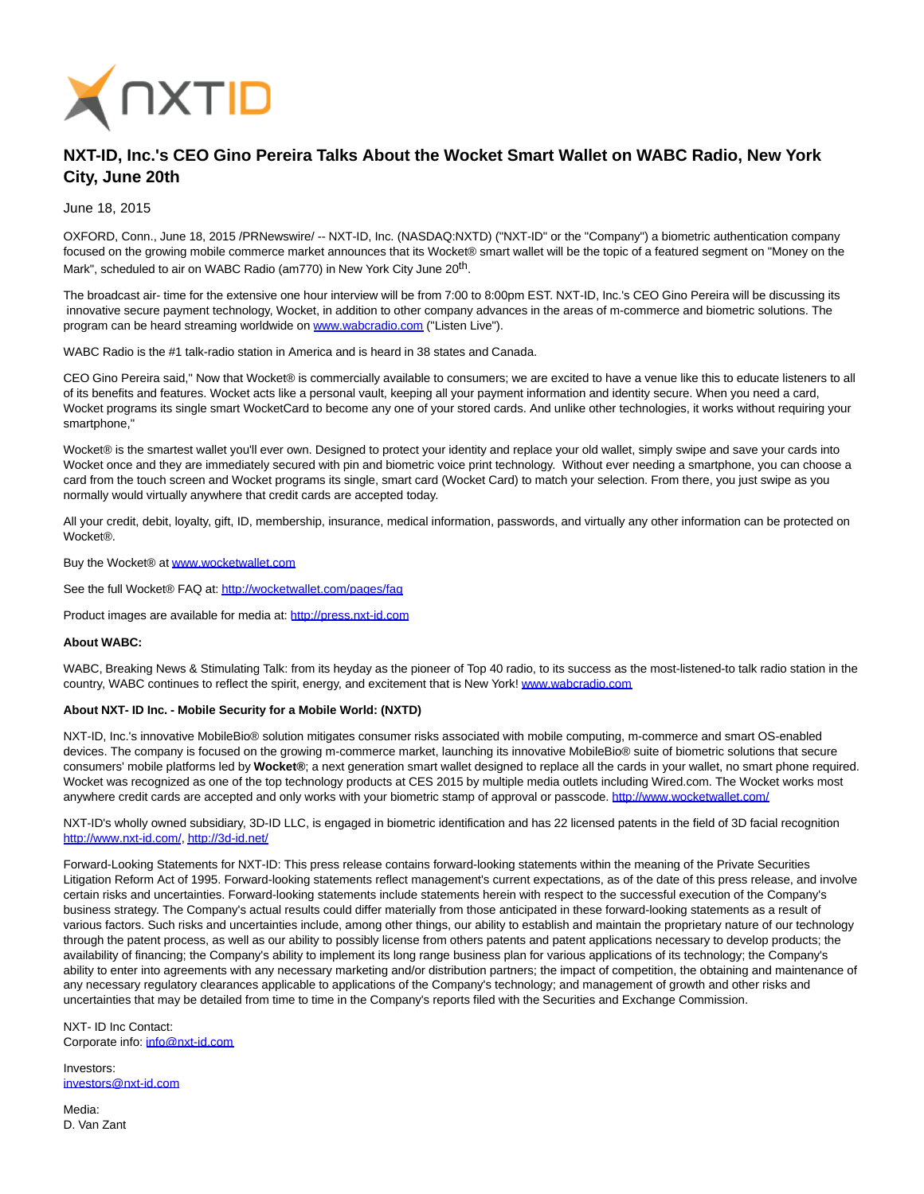# NXT-ID, Inc.'s CEO Gino Pereira Talks About the Wocket Smart Wallet on WABC Radio, New York City, June 20th

June 18, 2015

OXFORD, Conn., June 18, 2015 /PRNewswire/ -- NXT-ID, Inc. (NASDAQ:NXTD) ("NXT-ID" or the "Company") a biometric authentication company focused on the growing mobile commerce market announces that its Wocket® smart wallet will be the topic of a featured segment on "Money on the Mark", scheduled to air on WABC Radio (am770) in New York City June 20th.

The broadcast air- time for the extensive one hour interview will be from 7:00 to 8:00pm EST. NXT-ID, Inc.'s CEO Gino Pereira will be discussing its innovative secure payment technology, Wocket, in addition to other company advances in the areas of m-commerce and biometric solutions. The program can be heard streaming worldwide on www.wabcradio.com ("Listen Live").

WABC Radio is the #1 talk-radio station in America and is heard in 38 states and Canada.

CEO Gino Pereira said," Now that Wocket® is commercially available to consumers; we are excited to have a venue like this to educate listeners to all of its benefits and features. Wocket acts like a personal vault, keeping all your payment information and identity secure. When you need a card, Wocket programs its single smart WocketCard to become any one of your stored cards. And unlike other technologies, it works without requiring your smartphone,"

Wocket® is the smartest wallet you'll ever own. Designed to protect your identity and replace your old wallet, simply swipe and save your cards into Wocket once and they are immediately secured with pin and biometric voice print technology. Without ever needing a smartphone, you can choose a card from the touch screen and Wocket programs its single, smart card (Wocket Card) to match your selection. From there, you just swipe as you normally would virtually anywhere that credit cards are accepted today.

All your credit, debit, loyalty, gift, ID, membership, insurance, medical information, passwords, and virtually any other information can be protected on Wocket®.

Buy the Wocket® at www.wocketwallet.com

See the full Wocket® FAQ at: http://wocketwallet.com/pages/faq

Product images are available for media at: http://press.nxt-id.com

**About WABC:**

WABC, Breaking News & Stimulating Talk: from its heyday as the pioneer of Top 40 radio, to its success as the most-listened-to talk radio station in the country, WABC continues to reflect the spirit, energy, and excitement that is New York! www.wabcradio.com

**About NXT- ID Inc. - Mobile Security for a Mobile World: (NXTD)**

NXT-ID, Inc.'s innovative MobileBio® solution mitigates consumer risks associated with mobile computing, m-commerce and smart OS-enabled devices. The company is focused on the growing m-commerce market, launching its innovative MobileBio® suite of biometric solutions that secure consumers' mobile platforms led by **Wocket®**; a next generation smart wallet designed to replace all the cards in your wallet, no smart phone required. Wocket was recognized as one of the top technology products at CES 2015 by multiple media outlets including Wired.com. The Wocket works most anywhere credit cards are accepted and only works with your biometric stamp of approval or passcode. http://www.wocketwallet.com/

NXT-ID's wholly owned subsidiary, 3D-ID LLC, is engaged in biometric identification and has 22 licensed patents in the field of 3D facial recognition http://www.nxt-id.com/, http://3d-id.net/

Forward-Looking Statements for NXT-ID: This press release contains forward-looking statements within the meaning of the Private Securities Litigation Reform Act of 1995. Forward-looking statements reflect management's current expectations, as of the date of this press release, and involve certain risks and uncertainties. Forward-looking statements include statements herein with respect to the successful execution of the Company's business strategy. The Company's actual results could differ materially from those anticipated in these forward-looking statements as a result of various factors. Such risks and uncertainties include, among other things, our ability to establish and maintain the proprietary nature of our technology through the patent process, as well as our ability to possibly license from others patents and patent applications necessary to develop products; the availability of financing; the Company's ability to implement its long range business plan for various applications of its technology; the Company's ability to enter into agreements with any necessary marketing and/or distribution partners; the impact of competition, the obtaining and maintenance of any necessary regulatory clearances applicable to applications of the Company's technology; and management of growth and other risks and uncertainties that may be detailed from time to time in the Company's reports filed with the Securities and Exchange Commission.

NXT- ID Inc Contact:
Corporate info: info@nxt-id.com

Investors:
investors@nxt-id.com

Media:
D. Van Zant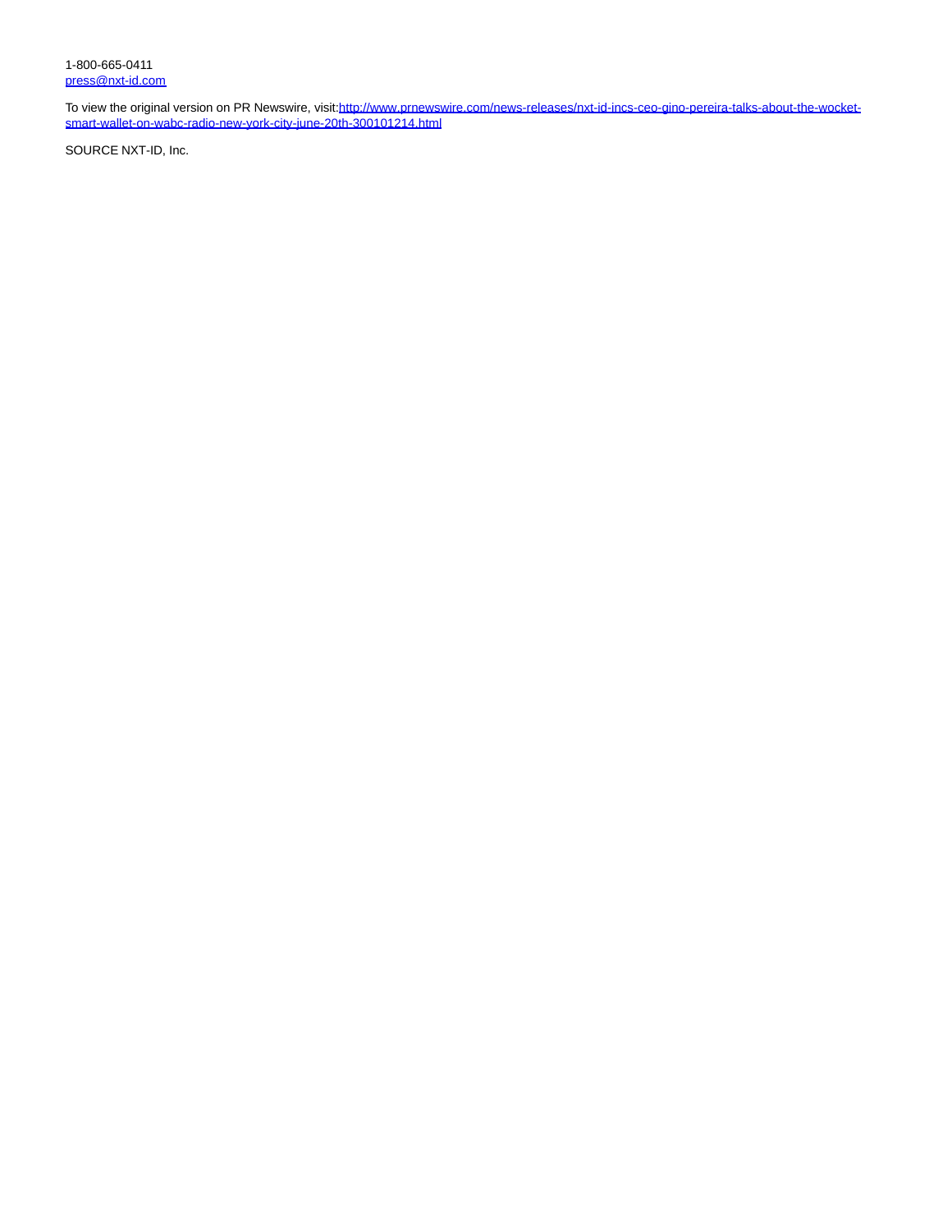1-800-665-0411
press@nxt-id.com

To view the original version on PR Newswire, visit:http://www.prnewswire.com/news-releases/nxt-id-incs-ceo-gino-pereira-talks-about-the-wocket-smart-wallet-on-wabc-radio-new-york-city-june-20th-300101214.html

SOURCE NXT-ID, Inc.